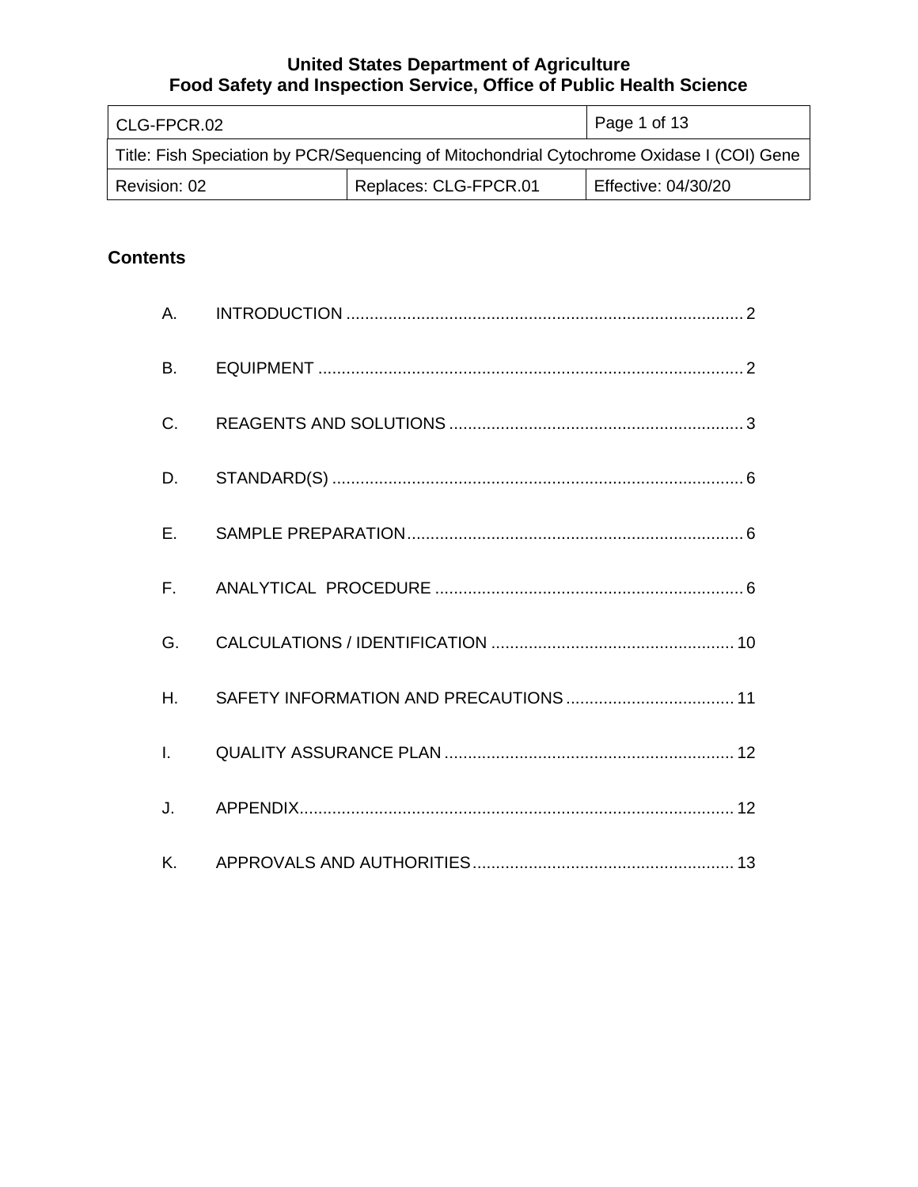**United States Department of Agriculture**
**Food Safety and Inspection Service, Office of Public Health Science**

| CLG-FPCR.02 | | Page 1 of 13 |
|---|---|---|
| Title: Fish Speciation by PCR/Sequencing of Mitochondrial Cytochrome Oxidase I (COI) Gene | | |
| Revision: 02 | Replaces: CLG-FPCR.01 | Effective: 04/30/20 |

## Contents

A. INTRODUCTION .................... 2

B. EQUIPMENT .................... 2

C. REAGENTS AND SOLUTIONS .................... 3

D. STANDARD(S) .................... 6

E. SAMPLE PREPARATION .................... 6

F. ANALYTICAL PROCEDURE .................... 6

G. CALCULATIONS / IDENTIFICATION .................... 10

H. SAFETY INFORMATION AND PRECAUTIONS .................... 11

I. QUALITY ASSURANCE PLAN .................... 12

J. APPENDIX .................... 12

K. APPROVALS AND AUTHORITIES .................... 13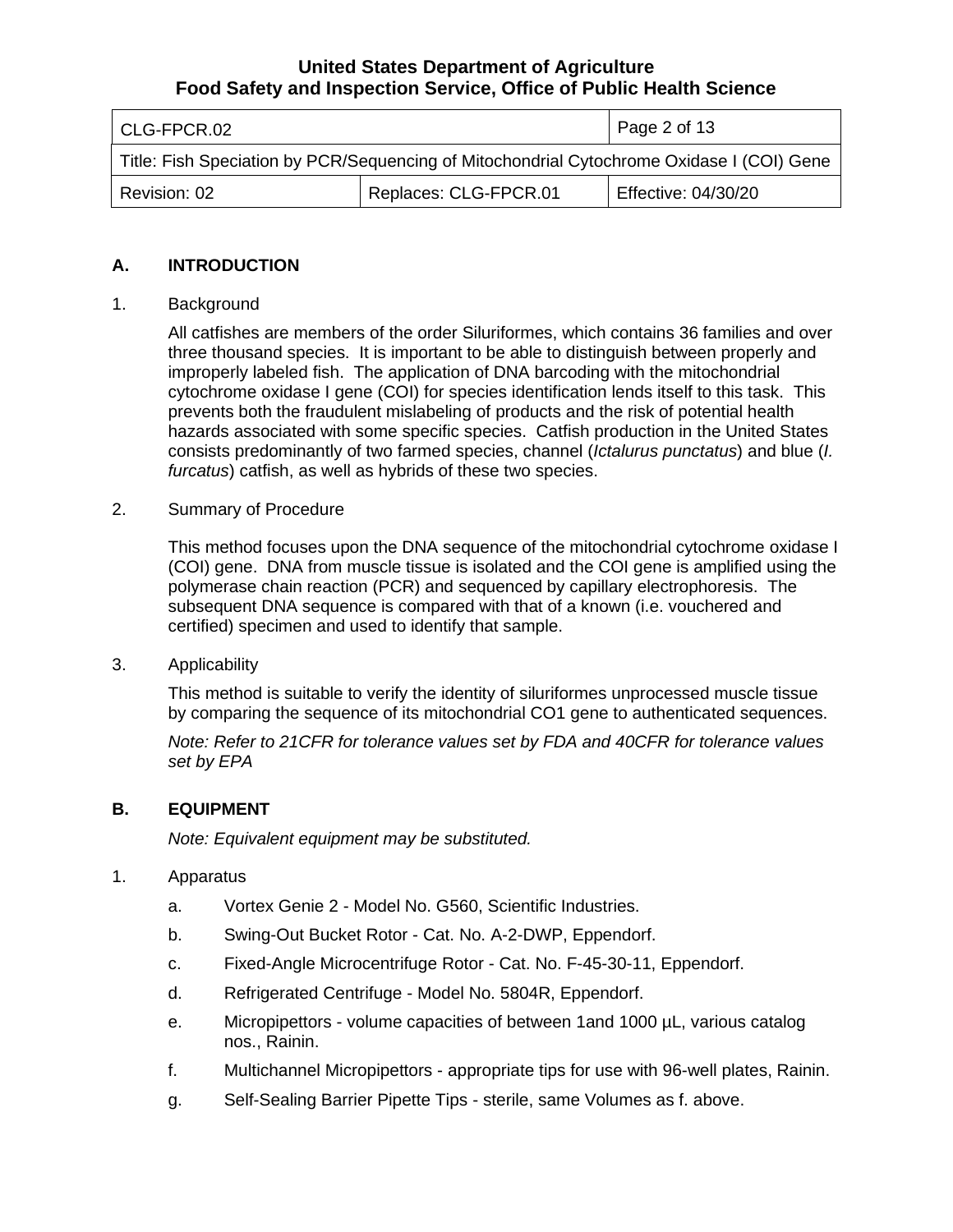## A. INTRODUCTION

1. Background

   All catfishes are members of the order Siluriformes, which contains 36 families and over three thousand species. It is important to be able to distinguish between properly and improperly labeled fish. The application of DNA barcoding with the mitochondrial cytochrome oxidase I gene (COI) for species identification lends itself to this task. This prevents both the fraudulent mislabeling of products and the risk of potential health hazards associated with some specific species. Catfish production in the United States consists predominantly of two farmed species, channel (*Ictalurus punctatus*) and blue (*I. furcatus*) catfish, as well as hybrids of these two species.

2. Summary of Procedure

   This method focuses upon the DNA sequence of the mitochondrial cytochrome oxidase I (COI) gene. DNA from muscle tissue is isolated and the COI gene is amplified using the polymerase chain reaction (PCR) and sequenced by capillary electrophoresis. The subsequent DNA sequence is compared with that of a known (i.e. vouchered and certified) specimen and used to identify that sample.

3. Applicability

   This method is suitable to verify the identity of siluriformes unprocessed muscle tissue by comparing the sequence of its mitochondrial CO1 gene to authenticated sequences.

   *Note: Refer to 21CFR for tolerance values set by FDA and 40CFR for tolerance values set by EPA*

## B. EQUIPMENT

*Note: Equivalent equipment may be substituted.*

1. Apparatus

   a. Vortex Genie 2 - Model No. G560, Scientific Industries.

   b. Swing-Out Bucket Rotor - Cat. No. A-2-DWP, Eppendorf.

   c. Fixed-Angle Microcentrifuge Rotor - Cat. No. F-45-30-11, Eppendorf.

   d. Refrigerated Centrifuge - Model No. 5804R, Eppendorf.

   e. Micropipettors - volume capacities of between 1and 1000 µL, various catalog nos., Rainin.

   f. Multichannel Micropipettors - appropriate tips for use with 96-well plates, Rainin.

   g. Self-Sealing Barrier Pipette Tips - sterile, same Volumes as f. above.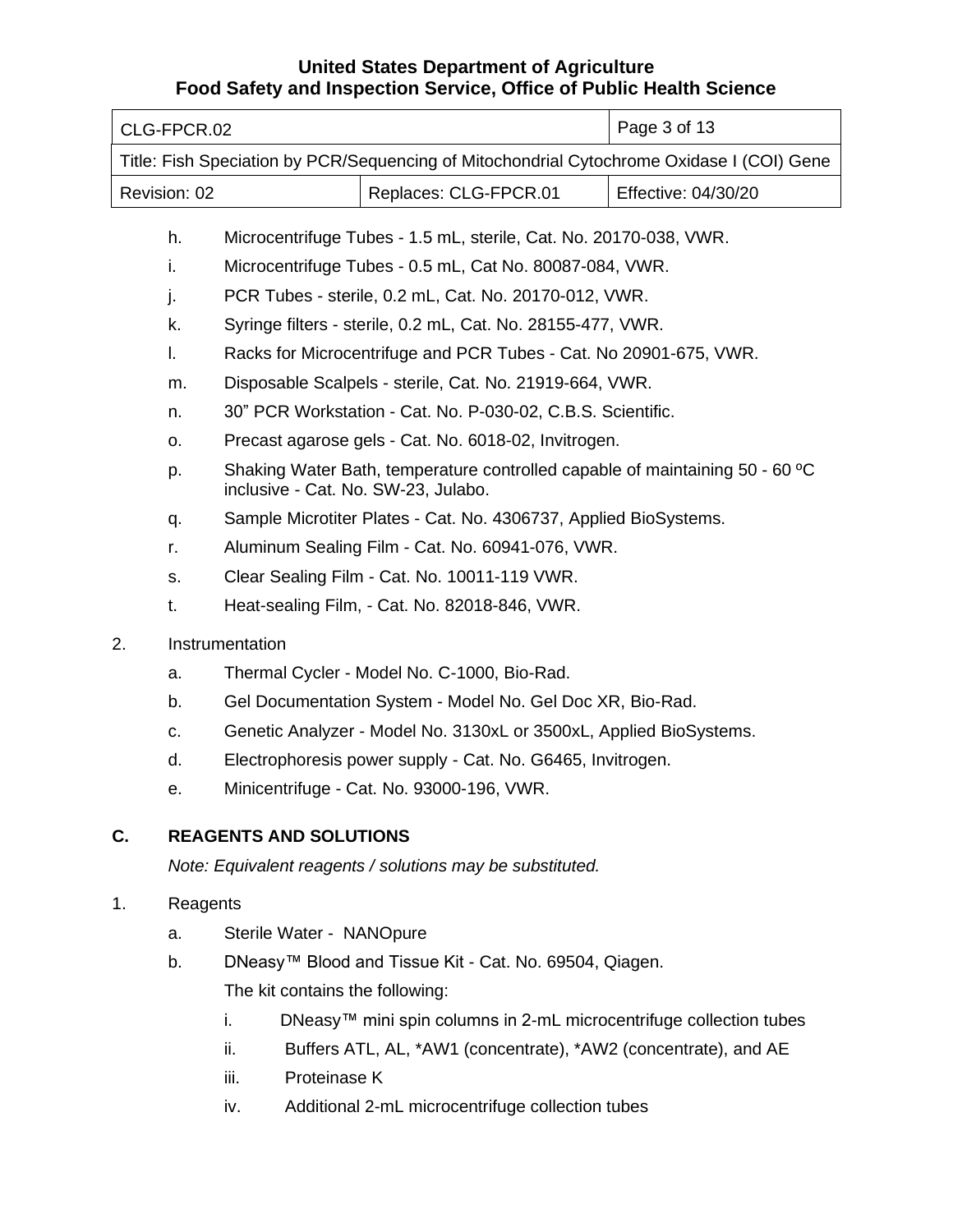h. Microcentrifuge Tubes - 1.5 mL, sterile, Cat. No. 20170-038, VWR.

i. Microcentrifuge Tubes - 0.5 mL, Cat No. 80087-084, VWR.

j. PCR Tubes - sterile, 0.2 mL, Cat. No. 20170-012, VWR.

k. Syringe filters - sterile, 0.2 mL, Cat. No. 28155-477, VWR.

l. Racks for Microcentrifuge and PCR Tubes - Cat. No 20901-675, VWR.

m. Disposable Scalpels - sterile, Cat. No. 21919-664, VWR.

n. 30" PCR Workstation - Cat. No. P-030-02, C.B.S. Scientific.

o. Precast agarose gels - Cat. No. 6018-02, Invitrogen.

p. Shaking Water Bath, temperature controlled capable of maintaining 50 - 60 ºC inclusive - Cat. No. SW-23, Julabo.

q. Sample Microtiter Plates - Cat. No. 4306737, Applied BioSystems.

r. Aluminum Sealing Film - Cat. No. 60941-076, VWR.

s. Clear Sealing Film - Cat. No. 10011-119 VWR.

t. Heat-sealing Film, - Cat. No. 82018-846, VWR.

2. Instrumentation

a. Thermal Cycler - Model No. C-1000, Bio-Rad.

b. Gel Documentation System - Model No. Gel Doc XR, Bio-Rad.

c. Genetic Analyzer - Model No. 3130xL or 3500xL, Applied BioSystems.

d. Electrophoresis power supply - Cat. No. G6465, Invitrogen.

e. Minicentrifuge - Cat. No. 93000-196, VWR.

## C. REAGENTS AND SOLUTIONS

*Note: Equivalent reagents / solutions may be substituted.*

1. Reagents

a. Sterile Water - NANOpure

b. DNeasy™ Blood and Tissue Kit - Cat. No. 69504, Qiagen.

The kit contains the following:

i. DNeasy™ mini spin columns in 2-mL microcentrifuge collection tubes

ii. Buffers ATL, AL, *AW1 (concentrate), *AW2 (concentrate), and AE

iii. Proteinase K

iv. Additional 2-mL microcentrifuge collection tubes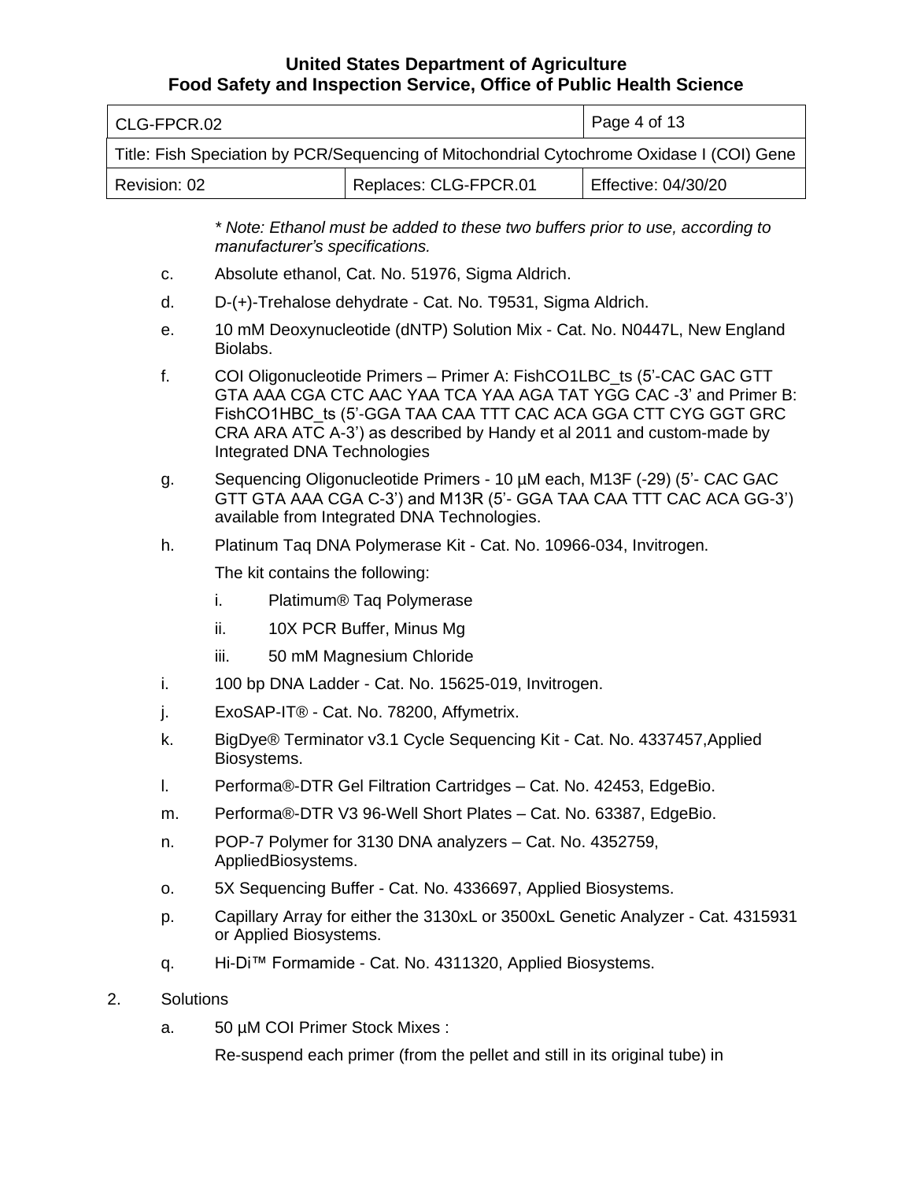*\* Note: Ethanol must be added to these two buffers prior to use, according to manufacturer's specifications.*

c. Absolute ethanol, Cat. No. 51976, Sigma Aldrich.

d. D-(+)-Trehalose dehydrate - Cat. No. T9531, Sigma Aldrich.

e. 10 mM Deoxynucleotide (dNTP) Solution Mix - Cat. No. N0447L, New England Biolabs.

f. COI Oligonucleotide Primers – Primer A: FishCO1LBC_ts (5'-CAC GAC GTT GTA AAA CGA CTC AAC YAA TCA YAA AGA TAT YGG CAC -3' and Primer B: FishCO1HBC_ts (5'-GGA TAA CAA TTT CAC ACA GGA CTT CYG GGT GRC CRA ARA ATC A-3') as described by Handy et al 2011 and custom-made by Integrated DNA Technologies

g. Sequencing Oligonucleotide Primers - 10 µM each, M13F (-29) (5'- CAC GAC GTT GTA AAA CGA C-3') and M13R (5'- GGA TAA CAA TTT CAC ACA GG-3') available from Integrated DNA Technologies.

h. Platinum Taq DNA Polymerase Kit - Cat. No. 10966-034, Invitrogen.

   The kit contains the following:

   i. Platimum® Taq Polymerase

   ii. 10X PCR Buffer, Minus Mg

   iii. 50 mM Magnesium Chloride

i. 100 bp DNA Ladder - Cat. No. 15625-019, Invitrogen.

j. ExoSAP-IT® - Cat. No. 78200, Affymetrix.

k. BigDye® Terminator v3.1 Cycle Sequencing Kit - Cat. No. 4337457,Applied Biosystems.

l. Performa®-DTR Gel Filtration Cartridges – Cat. No. 42453, EdgeBio.

m. Performa®-DTR V3 96-Well Short Plates – Cat. No. 63387, EdgeBio.

n. POP-7 Polymer for 3130 DNA analyzers – Cat. No. 4352759, AppliedBiosystems.

o. 5X Sequencing Buffer - Cat. No. 4336697, Applied Biosystems.

p. Capillary Array for either the 3130xL or 3500xL Genetic Analyzer - Cat. 4315931 or Applied Biosystems.

q. Hi-Di™ Formamide - Cat. No. 4311320, Applied Biosystems.

2. Solutions

   a. 50 µM COI Primer Stock Mixes :

   Re-suspend each primer (from the pellet and still in its original tube) in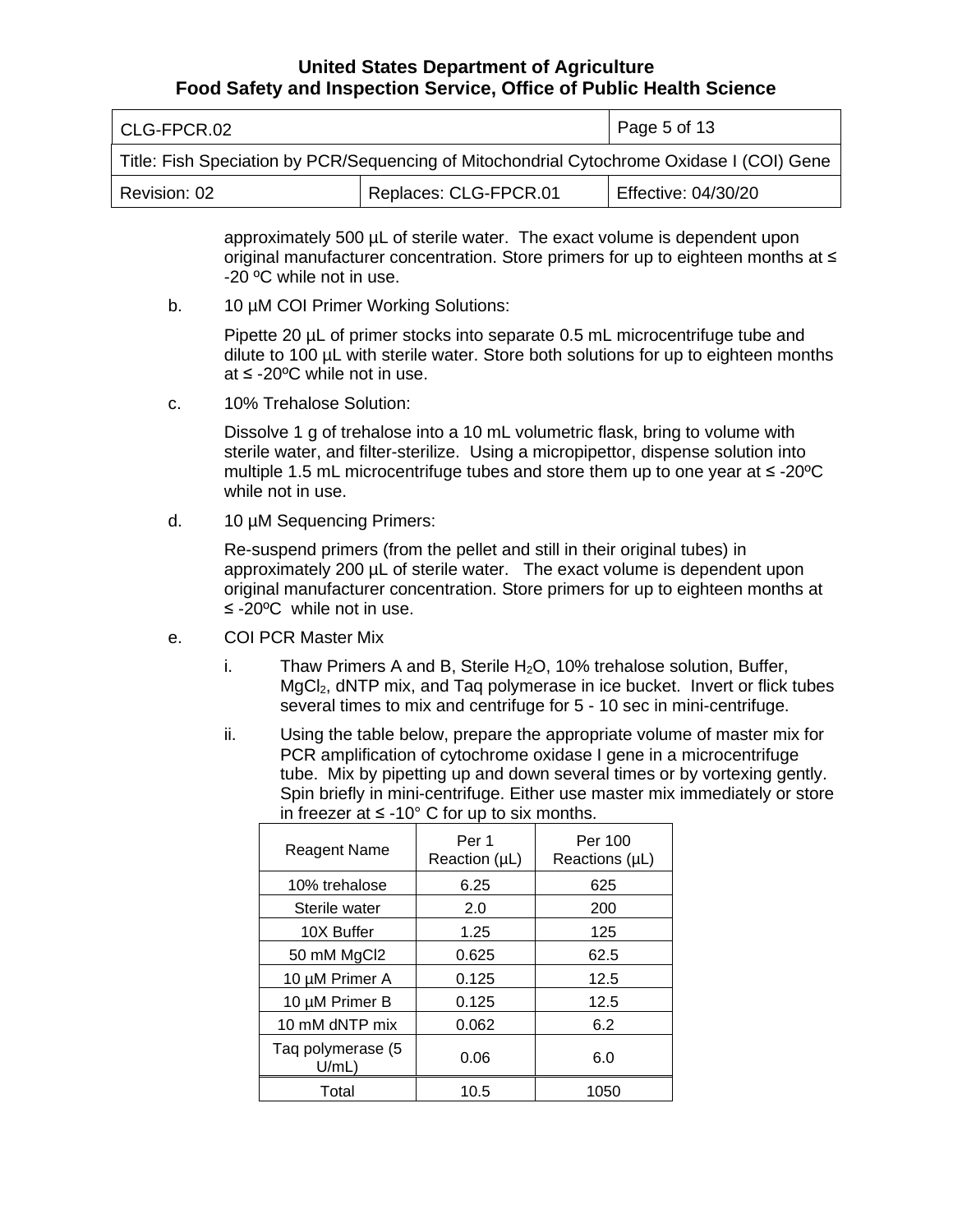approximately 500 µL of sterile water. The exact volume is dependent upon original manufacturer concentration. Store primers for up to eighteen months at ≤ -20 ºC while not in use.

b. 10 µM COI Primer Working Solutions:

Pipette 20 µL of primer stocks into separate 0.5 mL microcentrifuge tube and dilute to 100 µL with sterile water. Store both solutions for up to eighteen months at ≤ -20ºC while not in use.

c. 10% Trehalose Solution:

Dissolve 1 g of trehalose into a 10 mL volumetric flask, bring to volume with sterile water, and filter-sterilize. Using a micropipettor, dispense solution into multiple 1.5 mL microcentrifuge tubes and store them up to one year at ≤ -20ºC while not in use.

d. 10 µM Sequencing Primers:

Re-suspend primers (from the pellet and still in their original tubes) in approximately 200 µL of sterile water. The exact volume is dependent upon original manufacturer concentration. Store primers for up to eighteen months at ≤ -20ºC while not in use.

e. COI PCR Master Mix

i. Thaw Primers A and B, Sterile $H_2O$, 10% trehalose solution, Buffer, $MgCl_2$, dNTP mix, and Taq polymerase in ice bucket. Invert or flick tubes several times to mix and centrifuge for 5 - 10 sec in mini-centrifuge.

ii. Using the table below, prepare the appropriate volume of master mix for PCR amplification of cytochrome oxidase I gene in a microcentrifuge tube. Mix by pipetting up and down several times or by vortexing gently. Spin briefly in mini-centrifuge. Either use master mix immediately or store in freezer at ≤ -10° C for up to six months.

| Reagent Name | Per 1 Reaction (µL) | Per 100 Reactions (µL) |
|---|---|---|
| 10% trehalose | 6.25 | 625 |
| Sterile water | 2.0 | 200 |
| 10X Buffer | 1.25 | 125 |
| 50 mM MgCl2 | 0.625 | 62.5 |
| 10 µM Primer A | 0.125 | 12.5 |
| 10 µM Primer B | 0.125 | 12.5 |
| 10 mM dNTP mix | 0.062 | 6.2 |
| Taq polymerase (5 U/mL) | 0.06 | 6.0 |
| Total | 10.5 | 1050 |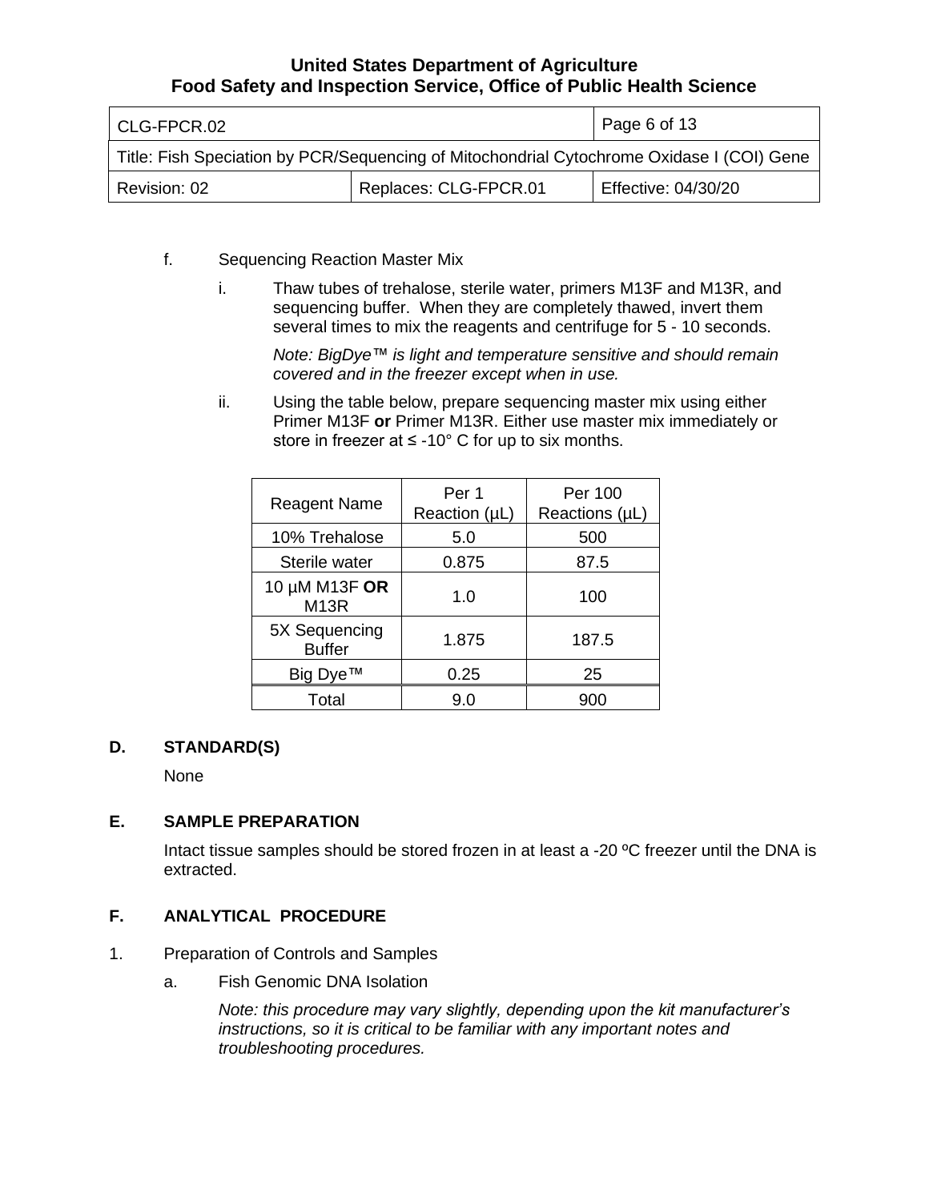f. Sequencing Reaction Master Mix

i. Thaw tubes of trehalose, sterile water, primers M13F and M13R, and sequencing buffer. When they are completely thawed, invert them several times to mix the reagents and centrifuge for 5 - 10 seconds.

*Note: BigDye™ is light and temperature sensitive and should remain covered and in the freezer except when in use.*

ii. Using the table below, prepare sequencing master mix using either Primer M13F **or** Primer M13R. Either use master mix immediately or store in freezer at ≤ -10° C for up to six months.

| Reagent Name | Per 1 Reaction (µL) | Per 100 Reactions (µL) |
|---|---|---|
| 10% Trehalose | 5.0 | 500 |
| Sterile water | 0.875 | 87.5 |
| 10 µM M13F **OR** M13R | 1.0 | 100 |
| 5X Sequencing Buffer | 1.875 | 187.5 |
| Big Dye™ | 0.25 | 25 |
| Total | 9.0 | 900 |

## D. STANDARD(S)

None

## E. SAMPLE PREPARATION

Intact tissue samples should be stored frozen in at least a -20 ºC freezer until the DNA is extracted.

## F. ANALYTICAL PROCEDURE

1. Preparation of Controls and Samples

a. Fish Genomic DNA Isolation

*Note: this procedure may vary slightly, depending upon the kit manufacturer's instructions, so it is critical to be familiar with any important notes and troubleshooting procedures.*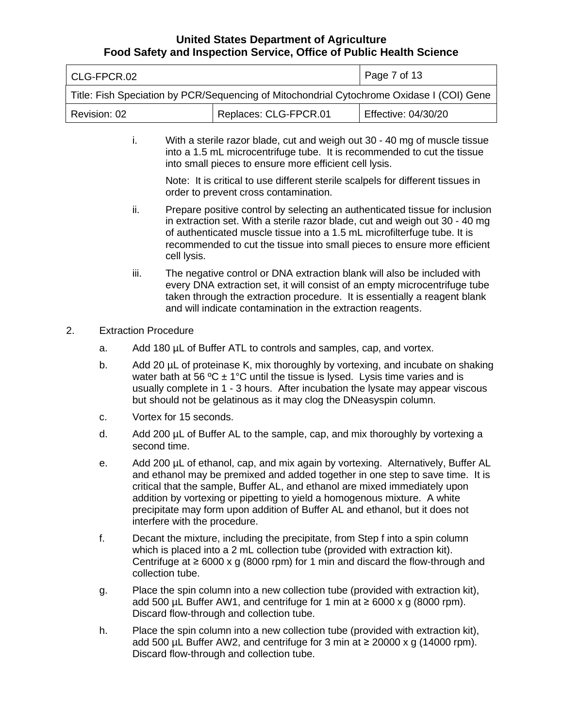i. With a sterile razor blade, cut and weigh out 30 - 40 mg of muscle tissue into a 1.5 mL microcentrifuge tube. It is recommended to cut the tissue into small pieces to ensure more efficient cell lysis.

   Note: It is critical to use different sterile scalpels for different tissues in order to prevent cross contamination.

ii. Prepare positive control by selecting an authenticated tissue for inclusion in extraction set. With a sterile razor blade, cut and weigh out 30 - 40 mg of authenticated muscle tissue into a 1.5 mL microfilterfuge tube. It is recommended to cut the tissue into small pieces to ensure more efficient cell lysis.

iii. The negative control or DNA extraction blank will also be included with every DNA extraction set, it will consist of an empty microcentrifuge tube taken through the extraction procedure. It is essentially a reagent blank and will indicate contamination in the extraction reagents.

2. Extraction Procedure

   a. Add 180 µL of Buffer ATL to controls and samples, cap, and vortex.

   b. Add 20 µL of proteinase K, mix thoroughly by vortexing, and incubate on shaking water bath at 56 ºC ± 1°C until the tissue is lysed. Lysis time varies and is usually complete in 1 - 3 hours. After incubation the lysate may appear viscous but should not be gelatinous as it may clog the DNeasyspin column.

   c. Vortex for 15 seconds.

   d. Add 200 µL of Buffer AL to the sample, cap, and mix thoroughly by vortexing a second time.

   e. Add 200 µL of ethanol, cap, and mix again by vortexing. Alternatively, Buffer AL and ethanol may be premixed and added together in one step to save time. It is critical that the sample, Buffer AL, and ethanol are mixed immediately upon addition by vortexing or pipetting to yield a homogenous mixture. A white precipitate may form upon addition of Buffer AL and ethanol, but it does not interfere with the procedure.

   f. Decant the mixture, including the precipitate, from Step f into a spin column which is placed into a 2 mL collection tube (provided with extraction kit). Centrifuge at ≥ 6000 x g (8000 rpm) for 1 min and discard the flow-through and collection tube.

   g. Place the spin column into a new collection tube (provided with extraction kit), add 500 µL Buffer AW1, and centrifuge for 1 min at ≥ 6000 x g (8000 rpm). Discard flow-through and collection tube.

   h. Place the spin column into a new collection tube (provided with extraction kit), add 500 µL Buffer AW2, and centrifuge for 3 min at ≥ 20000 x g (14000 rpm). Discard flow-through and collection tube.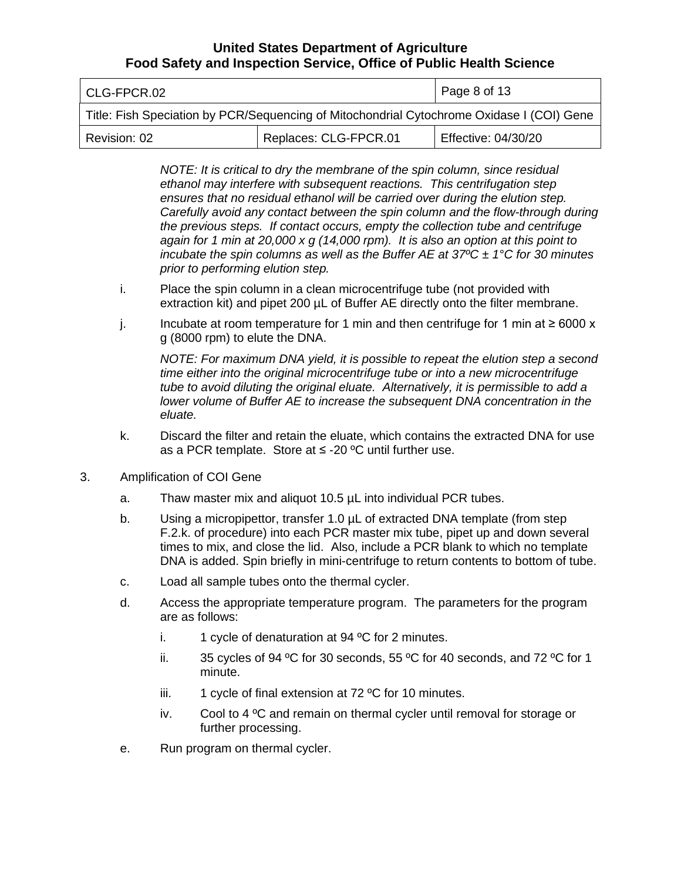*NOTE: It is critical to dry the membrane of the spin column, since residual ethanol may interfere with subsequent reactions. This centrifugation step ensures that no residual ethanol will be carried over during the elution step. Carefully avoid any contact between the spin column and the flow-through during the previous steps. If contact occurs, empty the collection tube and centrifuge again for 1 min at 20,000 x g (14,000 rpm). It is also an option at this point to incubate the spin columns as well as the Buffer AE at 37ºC ± 1°C for 30 minutes prior to performing elution step.*

i. Place the spin column in a clean microcentrifuge tube (not provided with extraction kit) and pipet 200 µL of Buffer AE directly onto the filter membrane.

j. Incubate at room temperature for 1 min and then centrifuge for 1 min at ≥ 6000 x g (8000 rpm) to elute the DNA.

   *NOTE: For maximum DNA yield, it is possible to repeat the elution step a second time either into the original microcentrifuge tube or into a new microcentrifuge tube to avoid diluting the original eluate. Alternatively, it is permissible to add a lower volume of Buffer AE to increase the subsequent DNA concentration in the eluate.*

k. Discard the filter and retain the eluate, which contains the extracted DNA for use as a PCR template. Store at ≤ -20 ºC until further use.

3. Amplification of COI Gene

   a. Thaw master mix and aliquot 10.5 µL into individual PCR tubes.

   b. Using a micropipettor, transfer 1.0 µL of extracted DNA template (from step F.2.k. of procedure) into each PCR master mix tube, pipet up and down several times to mix, and close the lid. Also, include a PCR blank to which no template DNA is added. Spin briefly in mini-centrifuge to return contents to bottom of tube.

   c. Load all sample tubes onto the thermal cycler.

   d. Access the appropriate temperature program. The parameters for the program are as follows:

      i. 1 cycle of denaturation at 94 ºC for 2 minutes.

      ii. 35 cycles of 94 ºC for 30 seconds, 55 ºC for 40 seconds, and 72 ºC for 1 minute.

      iii. 1 cycle of final extension at 72 ºC for 10 minutes.

      iv. Cool to 4 ºC and remain on thermal cycler until removal for storage or further processing.

   e. Run program on thermal cycler.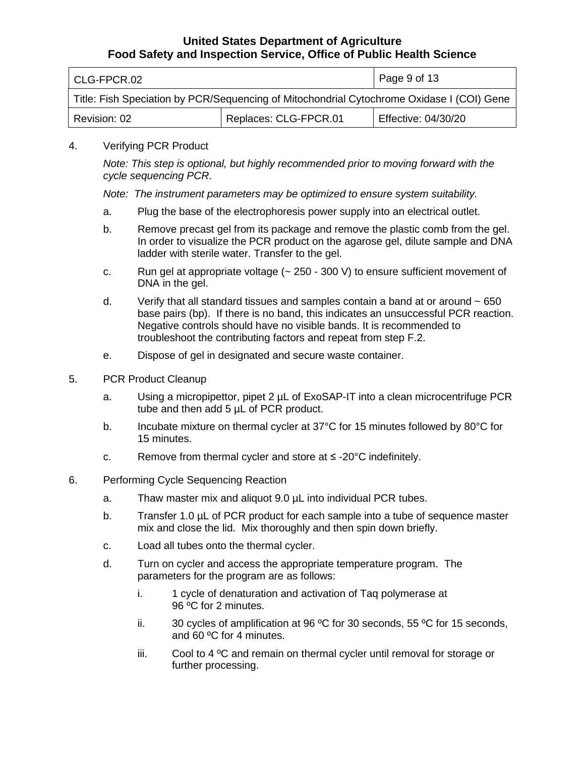4. Verifying PCR Product

   *Note: This step is optional, but highly recommended prior to moving forward with the cycle sequencing PCR*.

   *Note: The instrument parameters may be optimized to ensure system suitability.*

   a. Plug the base of the electrophoresis power supply into an electrical outlet.

   b. Remove precast gel from its package and remove the plastic comb from the gel. In order to visualize the PCR product on the agarose gel, dilute sample and DNA ladder with sterile water. Transfer to the gel.

   c. Run gel at appropriate voltage (~ 250 - 300 V) to ensure sufficient movement of DNA in the gel.

   d. Verify that all standard tissues and samples contain a band at or around ~ 650 base pairs (bp). If there is no band, this indicates an unsuccessful PCR reaction. Negative controls should have no visible bands. It is recommended to troubleshoot the contributing factors and repeat from step F.2.

   e. Dispose of gel in designated and secure waste container.

5. PCR Product Cleanup

   a. Using a micropipettor, pipet 2 µL of ExoSAP-IT into a clean microcentrifuge PCR tube and then add 5 µL of PCR product.

   b. Incubate mixture on thermal cycler at 37°C for 15 minutes followed by 80°C for 15 minutes.

   c. Remove from thermal cycler and store at ≤ -20°C indefinitely.

6. Performing Cycle Sequencing Reaction

   a. Thaw master mix and aliquot 9.0 µL into individual PCR tubes.

   b. Transfer 1.0 µL of PCR product for each sample into a tube of sequence master mix and close the lid. Mix thoroughly and then spin down briefly.

   c. Load all tubes onto the thermal cycler.

   d. Turn on cycler and access the appropriate temperature program. The parameters for the program are as follows:

      i. 1 cycle of denaturation and activation of Taq polymerase at 96 ºC for 2 minutes.

      ii. 30 cycles of amplification at 96 ºC for 30 seconds, 55 ºC for 15 seconds, and 60 ºC for 4 minutes.

      iii. Cool to 4 ºC and remain on thermal cycler until removal for storage or further processing.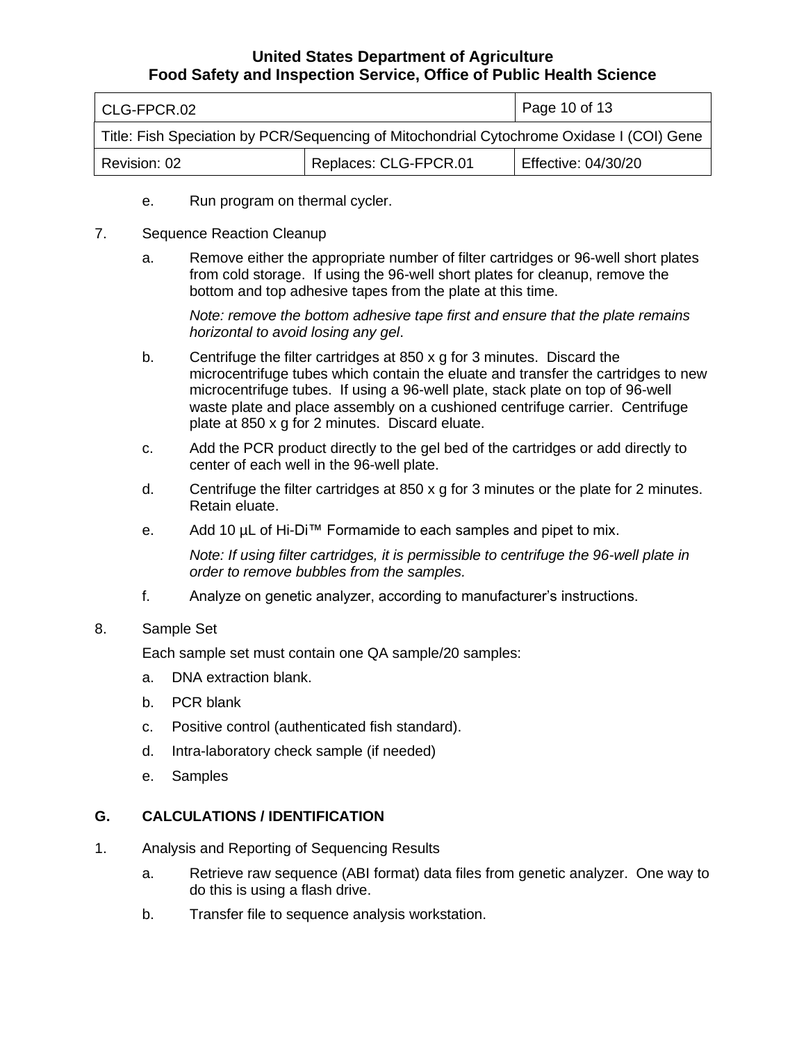e. Run program on thermal cycler.

7. Sequence Reaction Cleanup

   a. Remove either the appropriate number of filter cartridges or 96-well short plates from cold storage. If using the 96-well short plates for cleanup, remove the bottom and top adhesive tapes from the plate at this time.

      *Note: remove the bottom adhesive tape first and ensure that the plate remains horizontal to avoid losing any gel*.

   b. Centrifuge the filter cartridges at 850 x g for 3 minutes. Discard the microcentrifuge tubes which contain the eluate and transfer the cartridges to new microcentrifuge tubes. If using a 96-well plate, stack plate on top of 96-well waste plate and place assembly on a cushioned centrifuge carrier. Centrifuge plate at 850 x g for 2 minutes. Discard eluate.

   c. Add the PCR product directly to the gel bed of the cartridges or add directly to center of each well in the 96-well plate.

   d. Centrifuge the filter cartridges at 850 x g for 3 minutes or the plate for 2 minutes. Retain eluate.

   e. Add 10 µL of Hi-Di™ Formamide to each samples and pipet to mix.

      *Note: If using filter cartridges, it is permissible to centrifuge the 96-well plate in order to remove bubbles from the samples.*

   f. Analyze on genetic analyzer, according to manufacturer's instructions.

8. Sample Set

   Each sample set must contain one QA sample/20 samples:

   a. DNA extraction blank.

   b. PCR blank

   c. Positive control (authenticated fish standard).

   d. Intra-laboratory check sample (if needed)

   e. Samples

## G. CALCULATIONS / IDENTIFICATION

1. Analysis and Reporting of Sequencing Results

   a. Retrieve raw sequence (ABI format) data files from genetic analyzer. One way to do this is using a flash drive.

   b. Transfer file to sequence analysis workstation.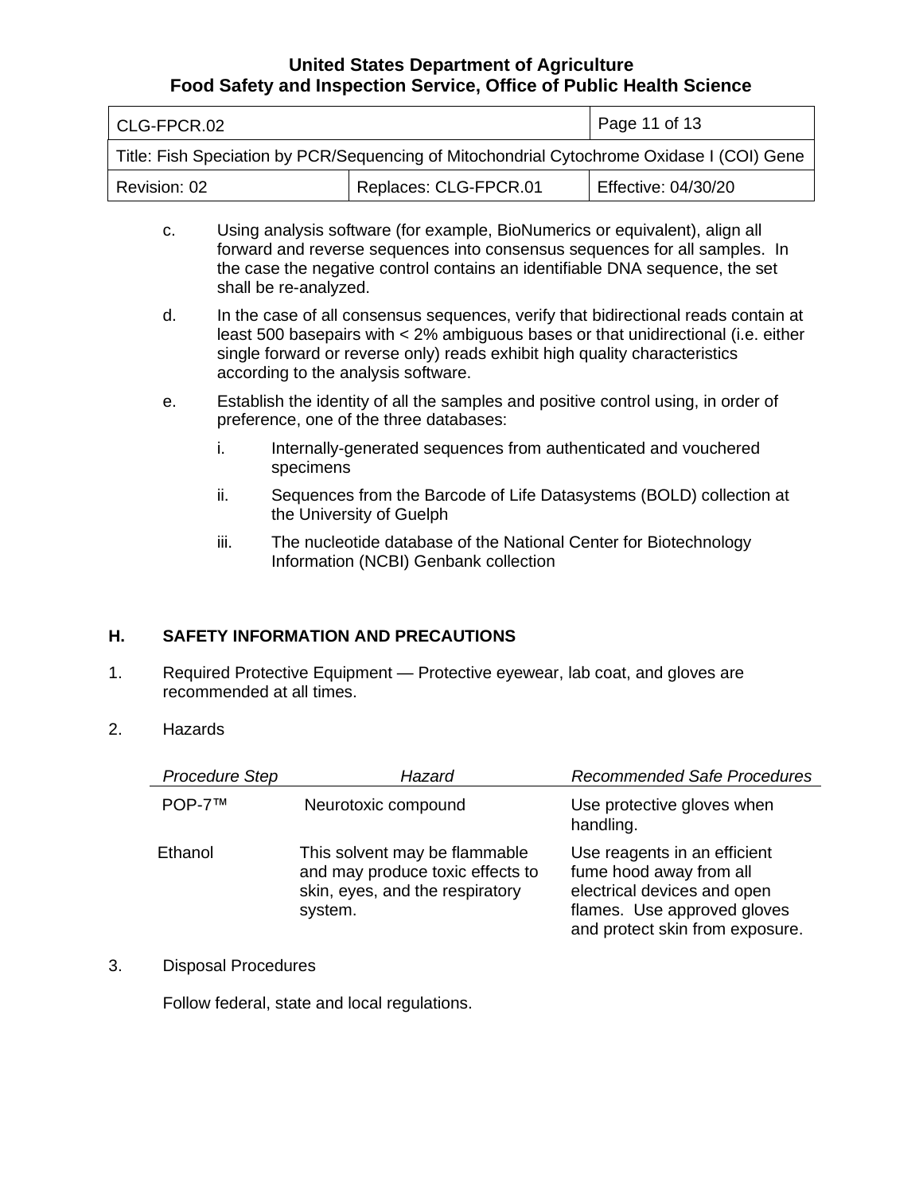c. Using analysis software (for example, BioNumerics or equivalent), align all forward and reverse sequences into consensus sequences for all samples. In the case the negative control contains an identifiable DNA sequence, the set shall be re-analyzed.

d. In the case of all consensus sequences, verify that bidirectional reads contain at least 500 basepairs with < 2% ambiguous bases or that unidirectional (i.e. either single forward or reverse only) reads exhibit high quality characteristics according to the analysis software.

e. Establish the identity of all the samples and positive control using, in order of preference, one of the three databases:

   i. Internally-generated sequences from authenticated and vouchered specimens

   ii. Sequences from the Barcode of Life Datasystems (BOLD) collection at the University of Guelph

   iii. The nucleotide database of the National Center for Biotechnology Information (NCBI) Genbank collection

## H. SAFETY INFORMATION AND PRECAUTIONS

1. Required Protective Equipment — Protective eyewear, lab coat, and gloves are recommended at all times.

2. Hazards

| *Procedure Step* | *Hazard* | *Recommended Safe Procedures* |
|---|---|---|
| POP-7™ | Neurotoxic compound | Use protective gloves when handling. |
| Ethanol | This solvent may be flammable and may produce toxic effects to skin, eyes, and the respiratory system. | Use reagents in an efficient fume hood away from all electrical devices and open flames. Use approved gloves and protect skin from exposure. |

3. Disposal Procedures

   Follow federal, state and local regulations.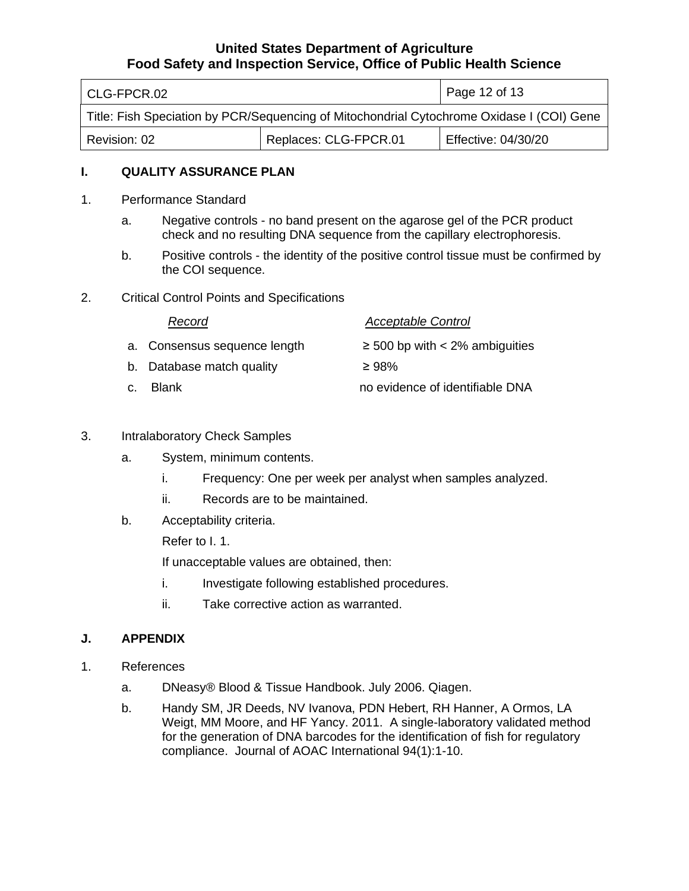## I. QUALITY ASSURANCE PLAN

1. Performance Standard

   a. Negative controls - no band present on the agarose gel of the PCR product check and no resulting DNA sequence from the capillary electrophoresis.

   b. Positive controls - the identity of the positive control tissue must be confirmed by the COI sequence.

2. Critical Control Points and Specifications

| *Record* | *Acceptable Control* |
|---|---|
| a. Consensus sequence length | ≥ 500 bp with < 2% ambiguities |
| b. Database match quality | ≥ 98% |
| c. Blank | no evidence of identifiable DNA |

3. Intralaboratory Check Samples

   a. System, minimum contents.

      i. Frequency: One per week per analyst when samples analyzed.

      ii. Records are to be maintained.

   b. Acceptability criteria.

      Refer to I. 1.

      If unacceptable values are obtained, then:

      i. Investigate following established procedures.

      ii. Take corrective action as warranted.

## J. APPENDIX

1. References

   a. DNeasy® Blood & Tissue Handbook. July 2006. Qiagen.

   b. Handy SM, JR Deeds, NV Ivanova, PDN Hebert, RH Hanner, A Ormos, LA Weigt, MM Moore, and HF Yancy. 2011. A single-laboratory validated method for the generation of DNA barcodes for the identification of fish for regulatory compliance. Journal of AOAC International 94(1):1-10.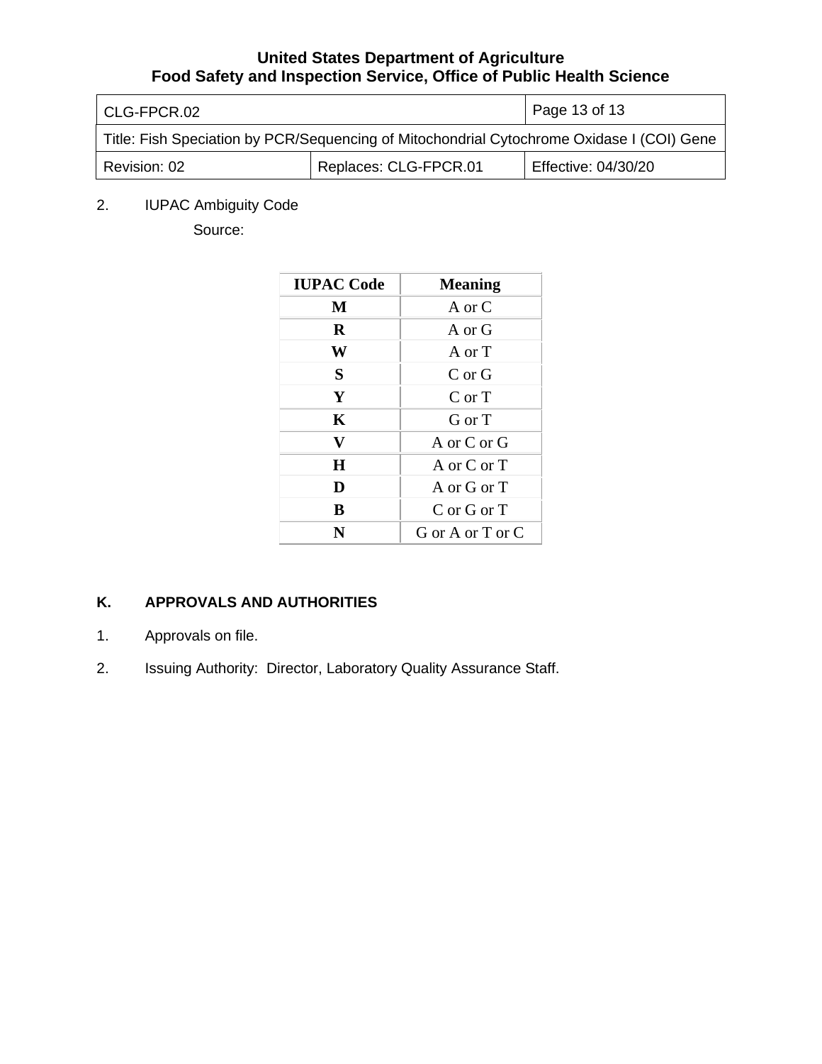2. IUPAC Ambiguity Code

Source:

| IUPAC Code | Meaning |
|---|---|
| **M** | A or C |
| **R** | A or G |
| **W** | A or T |
| **S** | C or G |
| **Y** | C or T |
| **K** | G or T |
| **V** | A or C or G |
| **H** | A or C or T |
| **D** | A or G or T |
| **B** | C or G or T |
| **N** | G or A or T or C |

## K. APPROVALS AND AUTHORITIES

1. Approvals on file.
2. Issuing Authority: Director, Laboratory Quality Assurance Staff.